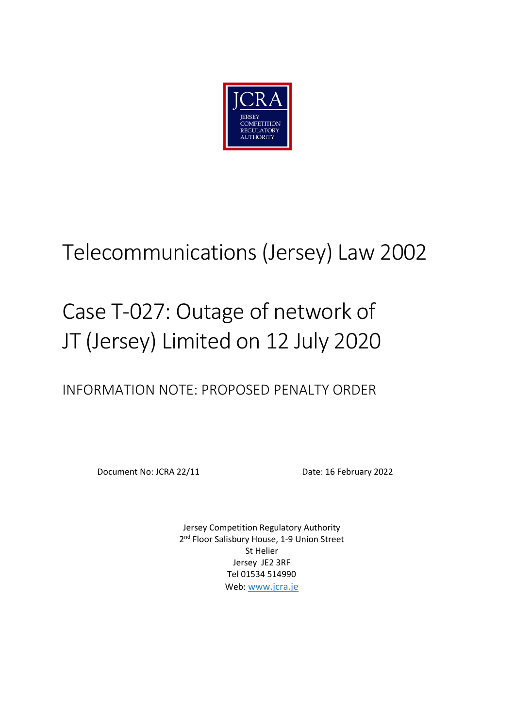JCRA

JERSEY COMPETITION REGULATORY AUTHORITY

# Telecommunications (Jersey) Law 2002

# Case T-027: Outage of network of JT (Jersey) Limited on 12 July 2020

## INFORMATION NOTE: PROPOSED PENALTY ORDER

Document No: JCRA 22/11

Date: 16 February 2022

Jersey Competition Regulatory Authority
2nd Floor Salisbury House, 1-9 Union Street
St Helier
Jersey JE2 3RF
Tel 01534 514990
Web: www.jcra.je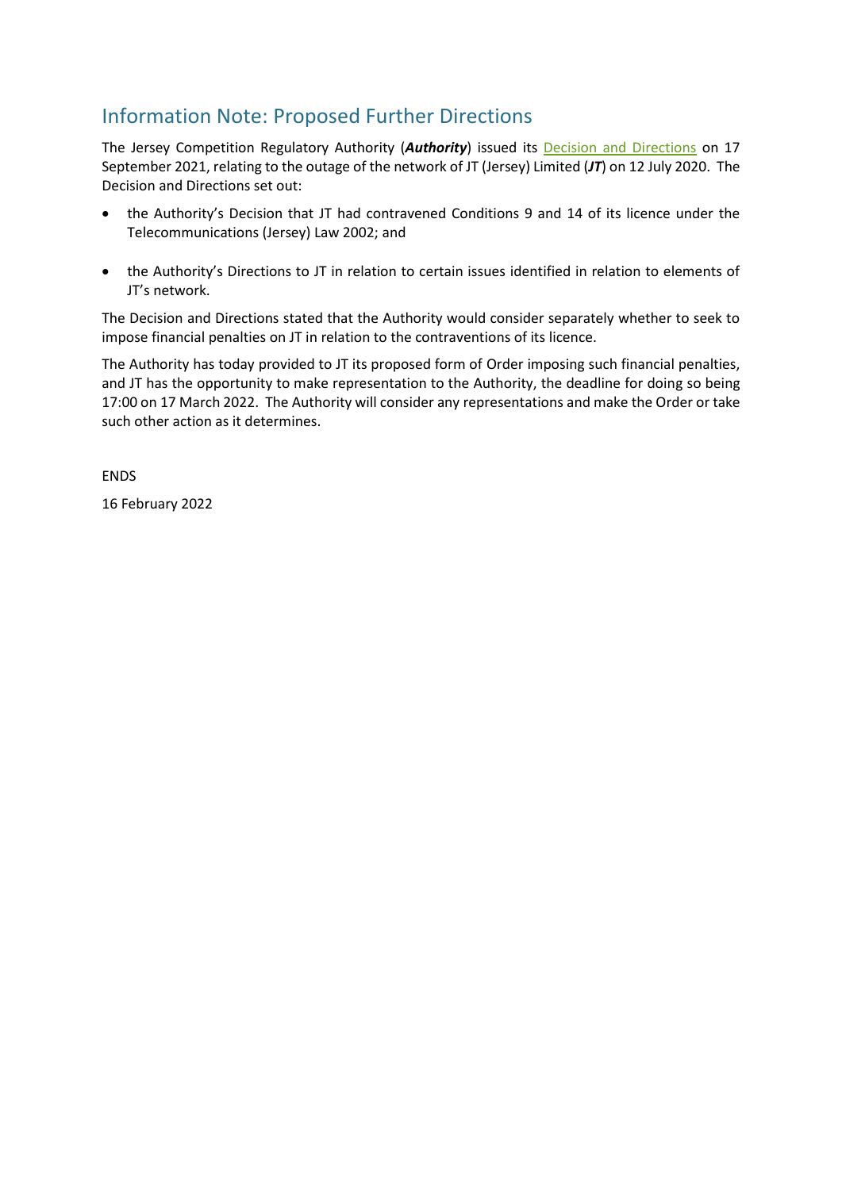## Information Note: Proposed Further Directions

The Jersey Competition Regulatory Authority (***Authority***) issued its Decision and Directions on 17 September 2021, relating to the outage of the network of JT (Jersey) Limited (***JT***) on 12 July 2020. The Decision and Directions set out:

- the Authority's Decision that JT had contravened Conditions 9 and 14 of its licence under the Telecommunications (Jersey) Law 2002; and
- the Authority's Directions to JT in relation to certain issues identified in relation to elements of JT's network.

The Decision and Directions stated that the Authority would consider separately whether to seek to impose financial penalties on JT in relation to the contraventions of its licence.

The Authority has today provided to JT its proposed form of Order imposing such financial penalties, and JT has the opportunity to make representation to the Authority, the deadline for doing so being 17:00 on 17 March 2022. The Authority will consider any representations and make the Order or take such other action as it determines.

ENDS

16 February 2022